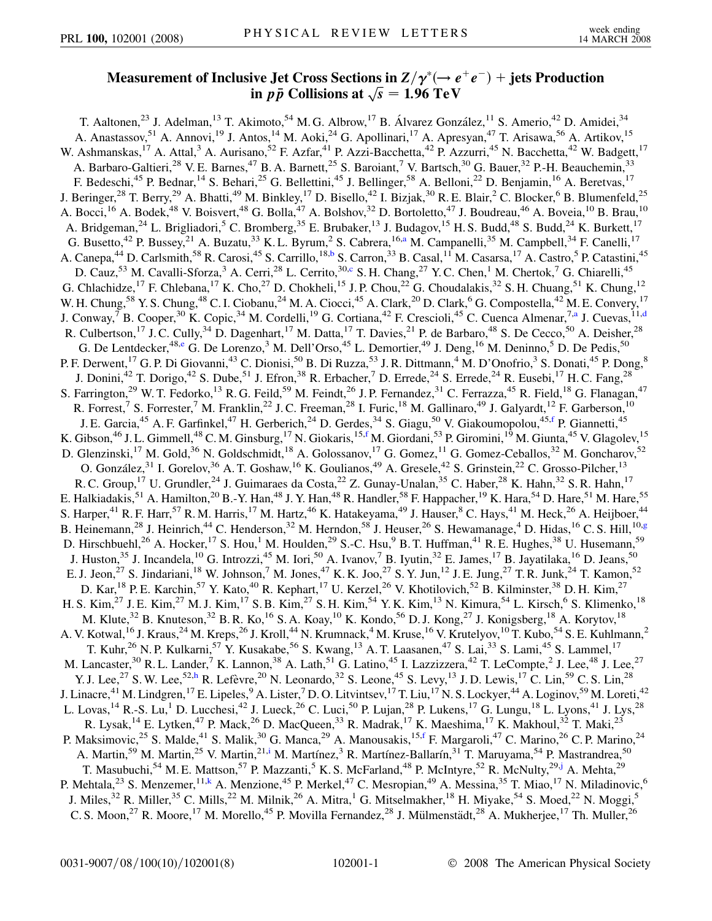# Measurement of Inclusive Jet Cross Sections in $Z/\gamma^*(\to e^+e^-)$ + jets Production in $p\bar{p}$ Collisions at $\sqrt{s} = 1.96$ TeV

T. Aaltonen,[23] J. Adelman,[13] T. Akimoto,[54] M. G. Albrow,[17] B. Álvarez González,[11] S. Amerio,[42] D. Amidei,[34] A. Anastassov,[51] A. Annovi,[19] J. Antos,[14] M. Aoki,[24] G. Apollinari,[17] A. Apresyan,[47] T. Arisawa,[56] A. Artikov,[15] W. Ashmanskas,[17] A. Attal,[3] A. Aurisano,[52] F. Azfar,[41] P. Azzi-Bacchetta,[42] P. Azzurri,[45] N. Bacchetta,[42] W. Badgett,[17] A. Barbaro-Galtieri,[28] V. E. Barnes,[47] B. A. Barnett,[25] S. Baroiant,[7] V. Bartsch,[30] G. Bauer,[32] P.-H. Beauchemin,[33] F. Bedeschi,[45] P. Bednar,[14] S. Behari,[25] G. Bellettini,[45] J. Bellinger,[58] A. Belloni,[22] D. Benjamin,[16] A. Beretvas,[17] J. Beringer,[28] T. Berry,[29] A. Bhatti,[49] M. Binkley,[17] D. Bisello,[42] I. Bizjak,[30] R. E. Blair,[2] C. Blocker,[6] B. Blumenfeld,[25] A. Bocci,[16] A. Bodek,[48] V. Boisvert,[48] G. Bolla,[47] A. Bolshov,[32] D. Bortoletto,[47] J. Boudreau,[46] A. Boveia,[10] B. Brau,[10] A. Bridgeman,[24] L. Brigliadori,[5] C. Bromberg,[35] E. Brubaker,[13] J. Budagov,[15] H. S. Budd,[48] S. Budd,[24] K. Burkett,[17] G. Busetto,[42] P. Bussey,[21] A. Buzatu,[33] K. L. Byrum,[2] S. Cabrera,[16,a] M. Campanelli,[35] M. Campbell,[34] F. Canelli,[17] A. Canepa,[44] D. Carlsmith,[58] R. Carosi,[45] S. Carrillo,[18,b] S. Carron,[33] B. Casal,[11] M. Casarsa,[17] A. Castro,[5] P. Catastini,[45] D. Cauz,[53] M. Cavalli-Sforza,[3] A. Cerri,[28] L. Cerrito,[30,c] S. H. Chang,[27] Y. C. Chen,[1] M. Chertok,[7] G. Chiarelli,[45] G. Chlachidze,[17] F. Chlebana,[17] K. Cho,[27] D. Chokheli,[15] J. P. Chou,[22] G. Choudalakis,[32] S. H. Chuang,[51] K. Chung,[12] W. H. Chung,[58] Y. S. Chung,[48] C. I. Ciobanu,[24] M. A. Ciocci,[45] A. Clark,[20] D. Clark,[6] G. Compostella,[42] M. E. Convery,[17] J. Conway,[7] B. Cooper,[30] K. Copic,[34] M. Cordelli,[19] G. Cortiana,[42] F. Crescioli,[45] C. Cuenca Almenar,[7,a] J. Cuevas,[11,d] R. Culbertson,[17] J. C. Cully,[34] D. Dagenhart,[17] M. Datta,[17] T. Davies,[21] P. de Barbaro,[48] S. De Cecco,[50] A. Deisher,[28] G. De Lentdecker,[48,e] G. De Lorenzo,[3] M. Dell'Orso,[45] L. Demortier,[49] J. Deng,[16] M. Deninno,[5] D. De Pedis,[50] P. F. Derwent,[17] G. P. Di Giovanni,[43] C. Dionisi,[50] B. Di Ruzza,[53] J. R. Dittmann,[4] M. D'Onofrio,[3] S. Donati,[45] P. Dong,[8] J. Donini,[42] T. Dorigo,[42] S. Dube,[51] J. Efron,[38] R. Erbacher,[7] D. Errede,[24] S. Errede,[24] R. Eusebi,[17] H. C. Fang,[28] S. Farrington,[29] W. T. Fedorko,[13] R. G. Feild,[59] M. Feindt,[26] J. P. Fernandez,[31] C. Ferrazza,[45] R. Field,[18] G. Flanagan,[47] R. Forrest,[7] S. Forrester,[7] M. Franklin,[22] J. C. Freeman,[28] I. Furic,[18] M. Gallinaro,[49] J. Galyardt,[12] F. Garberson,[10] J. E. Garcia,[45] A. F. Garfinkel,[47] H. Gerberich,[24] D. Gerdes,[34] S. Giagu,[50] V. Giakoumopolou,[45,f] P. Giannetti,[45] K. Gibson,[46] J. L. Gimmell,[48] C. M. Ginsburg,[17] N. Giokaris,[15,f] M. Giordani,[53] P. Giromini,[19] M. Giunta,[45] V. Glagolev,[15] D. Glenzinski,[17] M. Gold,[36] N. Goldschmidt,[18] A. Golossanov,[17] G. Gomez,[11] G. Gomez-Ceballos,[32] M. Goncharov,[52] O. González,[31] I. Gorelov,[36] A. T. Goshaw,[16] K. Goulianos,[49] A. Gresele,[42] S. Grinstein,[22] C. Grosso-Pilcher,[13] R. C. Group,[17] U. Grundler,[24] J. Guimaraes da Costa,[22] Z. Gunay-Unalan,[35] C. Haber,[28] K. Hahn,[32] S. R. Hahn,[17] E. Halkiadakis,[51] A. Hamilton,[20] B.-Y. Han,[48] J. Y. Han,[48] R. Handler,[58] F. Happacher,[19] K. Hara,[54] D. Hare,[51] M. Hare,[55] S. Harper,[41] R. F. Harr,[57] R. M. Harris,[17] M. Hartz,[46] K. Hatakeyama,[49] J. Hauser,[8] C. Hays,[41] M. Heck,[26] A. Heijboer,[44] B. Heinemann,[28] J. Heinrich,[44] C. Henderson,[32] M. Herndon,[58] J. Heuser,[26] S. Hewamanage,[4] D. Hidas,[16] C. S. Hill,[10,g] D. Hirschbuehl,[26] A. Hocker,[17] S. Hou,[1] M. Houlden,[29] S.-C. Hsu,[9] B. T. Huffman,[41] R. E. Hughes,[38] U. Husemann,[59] J. Huston,[35] J. Incandela,[10] G. Introzzi,[45] M. Iori,[50] A. Ivanov,[7] B. Iyutin,[32] E. James,[17] B. Jayatilaka,[16] D. Jeans,[50] E. J. Jeon,[27] S. Jindariani,[18] W. Johnson,[7] M. Jones,[47] K. K. Joo,[27] S. Y. Jun,[12] J. E. Jung,[27] T. R. Junk,[24] T. Kamon,[52] D. Kar,[18] P. E. Karchin,[57] Y. Kato,[40] R. Kephart,[17] U. Kerzel,[26] V. Khotilovich,[52] B. Kilminster,[38] D. H. Kim,[27] H. S. Kim,[27] J. E. Kim,[27] M. J. Kim,[17] S. B. Kim,[27] S. H. Kim,[54] Y. K. Kim,[13] N. Kimura,[54] L. Kirsch,[6] S. Klimenko,[18] M. Klute,[32] B. Knuteson,[32] B. R. Ko,[16] S. A. Koay,[10] K. Kondo,[56] D. J. Kong,[27] J. Konigsberg,[18] A. Korytov,[18] A. V. Kotwal,[16] J. Kraus,[24] M. Kreps,[26] J. Kroll,[44] N. Krumnack,[4] M. Kruse,[16] V. Krutelyov,[10] T. Kubo,[54] S. E. Kuhlmann,[2] T. Kuhr,[26] N. P. Kulkarni,[57] Y. Kusakabe,[56] S. Kwang,[13] A. T. Laasanen,[47] S. Lai,[33] S. Lami,[45] S. Lammel,[17] M. Lancaster,[30] R. L. Lander,[7] K. Lannon,[38] A. Lath,[51] G. Latino,[45] I. Lazzizzera,[42] T. LeCompte,[2] J. Lee,[48] J. Lee,[27] Y. J. Lee,[27] S. W. Lee,[52,h] R. Lefèvre,[20] N. Leonardo,[32] S. Leone,[45] S. Levy,[13] J. D. Lewis,[17] C. Lin,[59] C. S. Lin,[28] J. Linacre,[41] M. Lindgren,[17] E. Lipeles,[9] A. Lister,[7] D. O. Litvintsev,[17] T. Liu,[17] N. S. Lockyer,[44] A. Loginov,[59] M. Loreti,[42] L. Lovas,[14] R.-S. Lu,[1] D. Lucchesi,[42] J. Lueck,[26] C. Luci,[50] P. Lujan,[28] P. Lukens,[17] G. Lungu,[18] L. Lyons,[41] J. Lys,[28] R. Lysak,[14] E. Lytken,[47] P. Mack,[26] D. MacQueen,[33] R. Madrak,[17] K. Maeshima,[17] K. Makhoul,[32] T. Maki,[23] P. Maksimovic,[25] S. Malde,[41] S. Malik,[30] G. Manca,[29] A. Manousakis,[15,f] F. Margaroli,[47] C. Marino,[26] C. P. Marino,[24] A. Martin,[59] M. Martin,[25] V. Martin,[21,i] M. Martínez,[3] R. Martínez-Ballarín,[31] T. Maruyama,[54] P. Mastrandrea,[50] T. Masubuchi,[54] M. E. Mattson,[57] P. Mazzanti,[5] K. S. McFarland,[48] P. McIntyre,[52] R. McNulty,[29,j] A. Mehta,[29] P. Mehtala,[23] S. Menzemer,[11,k] A. Menzione,[45] P. Merkel,[47] C. Mesropian,[49] A. Messina,[35] T. Miao,[17] N. Miladinovic,[6] J. Miles,[32] R. Miller,[35] C. Mills,[22] M. Milnik,[26] A. Mitra,[1] G. Mitselmakher,[18] H. Miyake,[54] S. Moed,[22] N. Moggi,[5] C. S. Moon,[27] R. Moore,[17] M. Morello,[45] P. Movilla Fernandez,[28] J. Mülmenstädt,[28] A. Mukherjee,[17] Th. Muller,[26]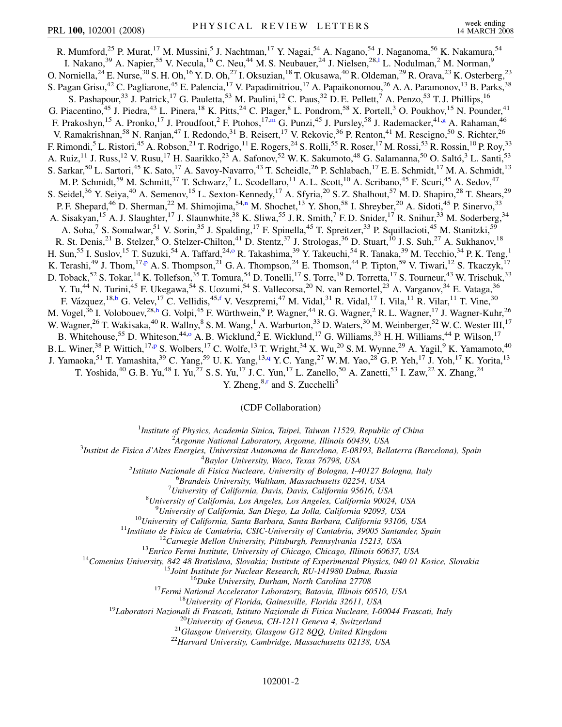R. Mumford,[25] P. Murat,[17] M. Mussini,[5] J. Nachtman,[17] Y. Nagai,[54] A. Nagano,[54] J. Naganoma,[56] K. Nakamura,[54] I. Nakano,[39] A. Napier,[55] V. Necula,[16] C. Neu,[44] M. S. Neubauer,[24] J. Nielsen,[28,l] L. Nodulman,[2] M. Norman,[9] O. Norniella,[24] E. Nurse,[30] S. H. Oh,[16] Y. D. Oh,[27] I. Oksuzian,[18] T. Okusawa,[40] R. Oldeman,[29] R. Orava,[23] K. Osterberg,[23] S. Pagan Griso,[42] C. Pagliarone,[45] E. Palencia,[17] V. Papadimitriou,[17] A. Papaikonomou,[26] A. A. Paramonov,[13] B. Parks,[38] S. Pashapour,[33] J. Patrick,[17] G. Pauletta,[53] M. Paulini,[12] C. Paus,[32] D. E. Pellett,[7] A. Penzo,[53] T. J. Phillips,[16] G. Piacentino,[45] J. Piedra,[43] L. Pinera,[18] K. Pitts,[24] C. Plager,[8] L. Pondrom,[58] X. Portell,[3] O. Poukhov,[15] N. Pounder,[41] F. Prakoshyn,[15] A. Pronko,[17] J. Proudfoot,[2] F. Ptohos,[17,m] G. Punzi,[45] J. Pursley,[58] J. Rademacker,[41,g] A. Rahaman,[46] V. Ramakrishnan,[58] N. Ranjan,[47] I. Redondo,[31] B. Reisert,[17] V. Rekovic,[36] P. Renton,[41] M. Rescigno,[50] S. Richter,[26] F. Rimondi,[5] L. Ristori,[45] A. Robson,[21] T. Rodrigo,[11] E. Rogers,[24] S. Rolli,[55] R. Roser,[17] M. Rossi,[53] R. Rossin,[10] P. Roy,[33] A. Ruiz,[11] J. Russ,[12] V. Rusu,[17] H. Saarikko,[23] A. Safonov,[52] W. K. Sakumoto,[48] G. Salamanna,[50] O. Saltó,[3] L. Santi,[53] S. Sarkar,[50] L. Sartori,[45] K. Sato,[17] A. Savoy-Navarro,[43] T. Scheidle,[26] P. Schlabach,[17] E. E. Schmidt,[17] M. A. Schmidt,[13] M. P. Schmidt,[59] M. Schmitt,[37] T. Schwarz,[7] L. Scodellaro,[11] A. L. Scott,[10] A. Scribano,[45] F. Scuri,[45] A. Sedov,[47] S. Seidel,[36] Y. Seiya,[40] A. Semenov,[15] L. Sexton-Kennedy,[17] A. Sfyria,[20] S. Z. Shalhout,[57] M. D. Shapiro,[28] T. Shears,[29] P. F. Shepard,[46] D. Sherman,[22] M. Shimojima,[54,n] M. Shochet,[13] Y. Shon,[58] I. Shreyber,[20] A. Sidoti,[45] P. Sinervo,[33] A. Sisakyan,[15] A. J. Slaughter,[17] J. Slaunwhite,[38] K. Sliwa,[55] J. R. Smith,[7] F. D. Snider,[17] R. Snihur,[33] M. Soderberg,[34] A. Soha,[7] S. Somalwar,[51] V. Sorin,[35] J. Spalding,[17] F. Spinella,[45] T. Spreitzer,[33] P. Squillacioti,[45] M. Stanitzki,[59] R. St. Denis,[21] B. Stelzer,[8] O. Stelzer-Chilton,[41] D. Stentz,[37] J. Strologas,[36] D. Stuart,[10] J. S. Suh,[27] A. Sukhanov,[18] H. Sun,[55] I. Suslov,[15] T. Suzuki,[54] A. Taffard,[24,o] R. Takashima,[39] Y. Takeuchi,[54] R. Tanaka,[39] M. Tecchio,[34] P. K. Teng,[1] K. Terashi,[49] J. Thom,[17,p] A. S. Thompson,[21] G. A. Thompson,[24] E. Thomson,[44] P. Tipton,[59] V. Tiwari,[12] S. Tkaczyk,[17] D. Toback,[52] S. Tokar,[14] K. Tollefson,[35] T. Tomura,[54] D. Tonelli,[17] S. Torre,[19] D. Torretta,[17] S. Tourneur,[43] W. Trischuk,[33] Y. Tu,[44] N. Turini,[45] F. Ukegawa,[54] S. Uozumi,[54] S. Vallecorsa,[20] N. van Remortel,[23] A. Varganov,[34] E. Vataga,[36] F. Vázquez,[18,b] G. Velev,[17] C. Vellidis,[45,f] V. Veszpremi,[47] M. Vidal,[31] R. Vidal,[17] I. Vila,[11] R. Vilar,[11] T. Vine,[30] M. Vogel,[36] I. Volobouev,[28,h] G. Volpi,[45] F. Würthwein,[9] P. Wagner,[44] R. G. Wagner,[2] R. L. Wagner,[17] J. Wagner-Kuhr,[26] W. Wagner,[26] T. Wakisaka,[40] R. Wallny,[8] S. M. Wang,[1] A. Warburton,[33] D. Waters,[30] M. Weinberger,[52] W. C. Wester III,[17] B. Whitehouse,[55] D. Whiteson,[44,o] A. B. Wicklund,[2] E. Wicklund,[17] G. Williams,[33] H. H. Williams,[44] P. Wilson,[17] B. L. Winer,[38] P. Wittich,[17,p] S. Wolbers,[17] C. Wolfe,[13] T. Wright,[34] X. Wu,[20] S. M. Wynne,[29] A. Yagil,[9] K. Yamamoto,[40] J. Yamaoka,[51] T. Yamashita,[39] C. Yang,[59] U. K. Yang,[13,q] Y. C. Yang,[27] W. M. Yao,[28] G. P. Yeh,[17] J. Yoh,[17] K. Yorita,[13] T. Yoshida,[40] G. B. Yu,[48] I. Yu,[27] S. S. Yu,[17] J. C. Yun,[17] L. Zanello,[50] A. Zanetti,[53] I. Zaw,[22] X. Zhang,[24] Y. Zheng,[8,r] and S. Zucchelli[5]

(CDF Collaboration)

[1]*Institute of Physics, Academia Sinica, Taipei, Taiwan 11529, Republic of China*
[2]*Argonne National Laboratory, Argonne, Illinois 60439, USA*
[3]*Institut de Fisica d'Altes Energies, Universitat Autonoma de Barcelona, E-08193, Bellaterra (Barcelona), Spain*
[4]*Baylor University, Waco, Texas 76798, USA*
[5]*Istituto Nazionale di Fisica Nucleare, University of Bologna, I-40127 Bologna, Italy*
[6]*Brandeis University, Waltham, Massachusetts 02254, USA*
[7]*University of California, Davis, Davis, California 95616, USA*
[8]*University of California, Los Angeles, Los Angeles, California 90024, USA*
[9]*University of California, San Diego, La Jolla, California 92093, USA*
[10]*University of California, Santa Barbara, Santa Barbara, California 93106, USA*
[11]*Instituto de Fisica de Cantabria, CSIC-University of Cantabria, 39005 Santander, Spain*
[12]*Carnegie Mellon University, Pittsburgh, Pennsylvania 15213, USA*
[13]*Enrico Fermi Institute, University of Chicago, Chicago, Illinois 60637, USA*
[14]*Comenius University, 842 48 Bratislava, Slovakia; Institute of Experimental Physics, 040 01 Kosice, Slovakia*
[15]*Joint Institute for Nuclear Research, RU-141980 Dubna, Russia*
[16]*Duke University, Durham, North Carolina 27708*
[17]*Fermi National Accelerator Laboratory, Batavia, Illinois 60510, USA*
[18]*University of Florida, Gainesville, Florida 32611, USA*
[19]*Laboratori Nazionali di Frascati, Istituto Nazionale di Fisica Nucleare, I-00044 Frascati, Italy*
[20]*University of Geneva, CH-1211 Geneva 4, Switzerland*
[21]*Glasgow University, Glasgow G12 8QQ, United Kingdom*
[22]*Harvard University, Cambridge, Massachusetts 02138, USA*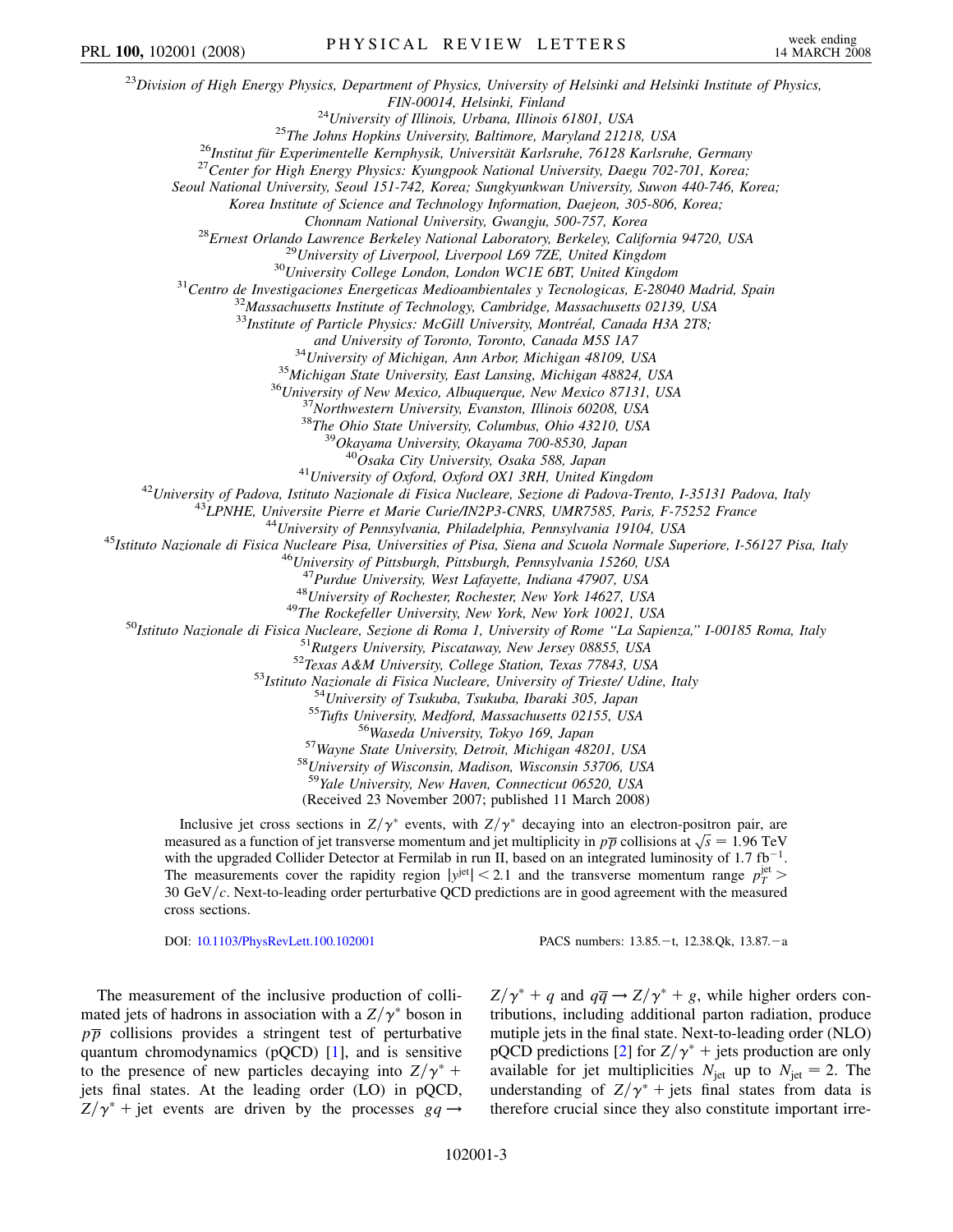[23]*Division of High Energy Physics, Department of Physics, University of Helsinki and Helsinki Institute of Physics, FIN-00014, Helsinki, Finland*
[24]*University of Illinois, Urbana, Illinois 61801, USA*
[25]*The Johns Hopkins University, Baltimore, Maryland 21218, USA*
[26]*Institut für Experimentelle Kernphysik, Universität Karlsruhe, 76128 Karlsruhe, Germany*
[27]*Center for High Energy Physics: Kyungpook National University, Daegu 702-701, Korea; Seoul National University, Seoul 151-742, Korea; Sungkyunkwan University, Suwon 440-746, Korea; Korea Institute of Science and Technology Information, Daejeon, 305-806, Korea; Chonnam National University, Gwangju, 500-757, Korea*
[28]*Ernest Orlando Lawrence Berkeley National Laboratory, Berkeley, California 94720, USA*
[29]*University of Liverpool, Liverpool L69 7ZE, United Kingdom*
[30]*University College London, London WC1E 6BT, United Kingdom*
[31]*Centro de Investigaciones Energeticas Medioambientales y Tecnologicas, E-28040 Madrid, Spain*
[32]*Massachusetts Institute of Technology, Cambridge, Massachusetts 02139, USA*
[33]*Institute of Particle Physics: McGill University, Montréal, Canada H3A 2T8; and University of Toronto, Toronto, Canada M5S 1A7*
[34]*University of Michigan, Ann Arbor, Michigan 48109, USA*
[35]*Michigan State University, East Lansing, Michigan 48824, USA*
[36]*University of New Mexico, Albuquerque, New Mexico 87131, USA*
[37]*Northwestern University, Evanston, Illinois 60208, USA*
[38]*The Ohio State University, Columbus, Ohio 43210, USA*
[39]*Okayama University, Okayama 700-8530, Japan*
[40]*Osaka City University, Osaka 588, Japan*
[41]*University of Oxford, Oxford OX1 3RH, United Kingdom*
[42]*University of Padova, Istituto Nazionale di Fisica Nucleare, Sezione di Padova-Trento, I-35131 Padova, Italy*
[43]*LPNHE, Universite Pierre et Marie Curie/IN2P3-CNRS, UMR7585, Paris, F-75252 France*
[44]*University of Pennsylvania, Philadelphia, Pennsylvania 19104, USA*
[45]*Istituto Nazionale di Fisica Nucleare Pisa, Universities of Pisa, Siena and Scuola Normale Superiore, I-56127 Pisa, Italy*
[46]*University of Pittsburgh, Pittsburgh, Pennsylvania 15260, USA*
[47]*Purdue University, West Lafayette, Indiana 47907, USA*
[48]*University of Rochester, Rochester, New York 14627, USA*
[49]*The Rockefeller University, New York, New York 10021, USA*
[50]*Istituto Nazionale di Fisica Nucleare, Sezione di Roma 1, University of Rome "La Sapienza," I-00185 Roma, Italy*
[51]*Rutgers University, Piscataway, New Jersey 08855, USA*
[52]*Texas A&M University, College Station, Texas 77843, USA*
[53]*Istituto Nazionale di Fisica Nucleare, University of Trieste/ Udine, Italy*
[54]*University of Tsukuba, Tsukuba, Ibaraki 305, Japan*
[55]*Tufts University, Medford, Massachusetts 02155, USA*
[56]*Waseda University, Tokyo 169, Japan*
[57]*Wayne State University, Detroit, Michigan 48201, USA*
[58]*University of Wisconsin, Madison, Wisconsin 53706, USA*
[59]*Yale University, New Haven, Connecticut 06520, USA*

(Received 23 November 2007; published 11 March 2008)

Inclusive jet cross sections in $Z/\gamma^*$ events, with $Z/\gamma^*$ decaying into an electron-positron pair, are measured as a function of jet transverse momentum and jet multiplicity in $p\bar{p}$ collisions at $\sqrt{s} = 1.96$ TeV with the upgraded Collider Detector at Fermilab in run II, based on an integrated luminosity of 1.7 fb$^{-1}$. The measurements cover the rapidity region $|y^{\rm jet}| < 2.1$ and the transverse momentum range $p_T^{\rm jet} > 30$ GeV/$c$. Next-to-leading order perturbative QCD predictions are in good agreement with the measured cross sections.

DOI: 10.1103/PhysRevLett.100.102001 PACS numbers: 13.85.−t, 12.38.Qk, 13.87.−a

The measurement of the inclusive production of collimated jets of hadrons in association with a $Z/\gamma^*$ boson in $p\bar{p}$ collisions provides a stringent test of perturbative quantum chromodynamics (pQCD) [1], and is sensitive to the presence of new particles decaying into $Z/\gamma^*$ + jets final states. At the leading order (LO) in pQCD, $Z/\gamma^*$ + jet events are driven by the processes $gq \rightarrow Z/\gamma^* + q$ and $q\bar{q} \rightarrow Z/\gamma^* + g$, while higher orders contributions, including additional parton radiation, produce mutiple jets in the final state. Next-to-leading order (NLO) pQCD predictions [2] for $Z/\gamma^*$ + jets production are only available for jet multiplicities $N_{\rm jet}$ up to $N_{\rm jet} = 2$. The understanding of $Z/\gamma^*$ + jets final states from data is therefore crucial since they also constitute important irre-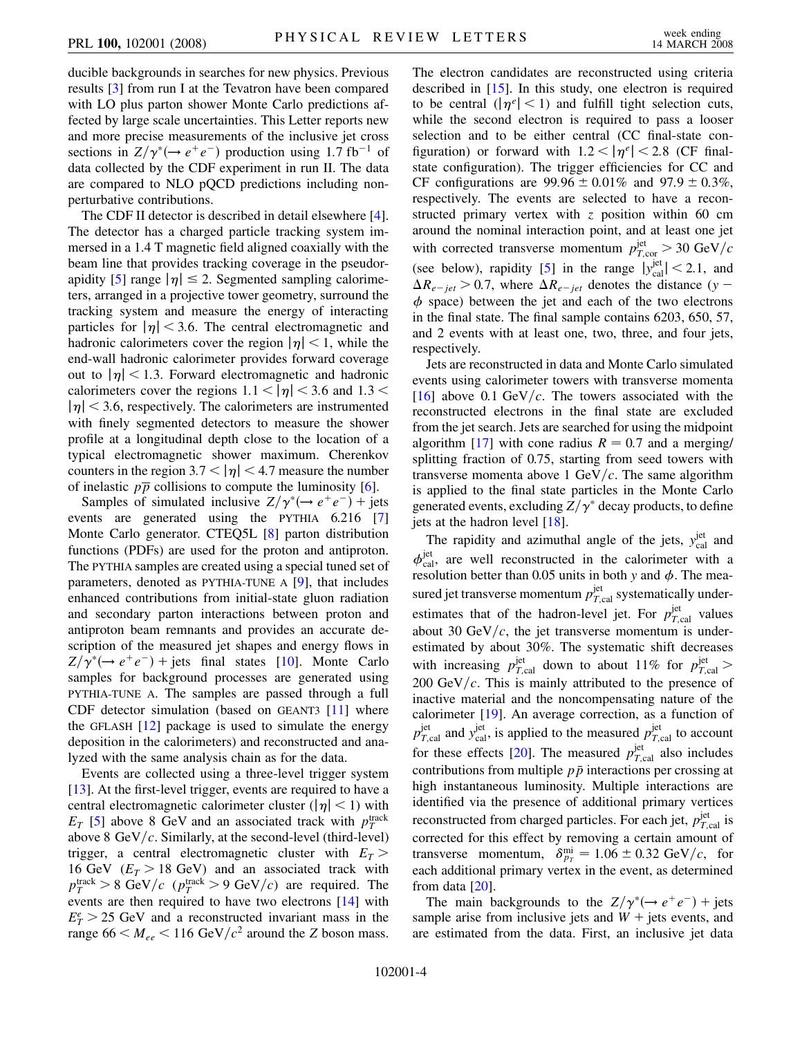ducible backgrounds in searches for new physics. Previous results [3] from run I at the Tevatron have been compared with LO plus parton shower Monte Carlo predictions affected by large scale uncertainties. This Letter reports new and more precise measurements of the inclusive jet cross sections in $Z/\gamma^*(\rightarrow e^+e^-)$ production using 1.7 fb$^{-1}$ of data collected by the CDF experiment in run II. The data are compared to NLO pQCD predictions including nonperturbative contributions.

The CDF II detector is described in detail elsewhere [4]. The detector has a charged particle tracking system immersed in a 1.4 T magnetic field aligned coaxially with the beam line that provides tracking coverage in the pseudorapidity [5] range $|\eta| \leq 2$. Segmented sampling calorimeters, arranged in a projective tower geometry, surround the tracking system and measure the energy of interacting particles for $|\eta| < 3.6$. The central electromagnetic and hadronic calorimeters cover the region $|\eta| < 1$, while the end-wall hadronic calorimeter provides forward coverage out to $|\eta| < 1.3$. Forward electromagnetic and hadronic calorimeters cover the regions $1.1 < |\eta| < 3.6$ and $1.3 < |\eta| < 3.6$, respectively. The calorimeters are instrumented with finely segmented detectors to measure the shower profile at a longitudinal depth close to the location of a typical electromagnetic shower maximum. Cherenkov counters in the region $3.7 < |\eta| < 4.7$ measure the number of inelastic $p\bar{p}$ collisions to compute the luminosity [6].

Samples of simulated inclusive $Z/\gamma^*(\rightarrow e^+e^-)$ + jets events are generated using the PYTHIA 6.216 [7] Monte Carlo generator. CTEQ5L [8] parton distribution functions (PDFs) are used for the proton and antiproton. The PYTHIA samples are created using a special tuned set of parameters, denoted as PYTHIA-TUNE A [9], that includes enhanced contributions from initial-state gluon radiation and secondary parton interactions between proton and antiproton beam remnants and provides an accurate description of the measured jet shapes and energy flows in $Z/\gamma^*(\rightarrow e^+e^-)$ + jets final states [10]. Monte Carlo samples for background processes are generated using PYTHIA-TUNE A. The samples are passed through a full CDF detector simulation (based on GEANT3 [11] where the GFLASH [12] package is used to simulate the energy deposition in the calorimeters) and reconstructed and analyzed with the same analysis chain as for the data.

Events are collected using a three-level trigger system [13]. At the first-level trigger, events are required to have a central electromagnetic calorimeter cluster ($|\eta| < 1$) with $E_T$ [5] above 8 GeV and an associated track with $p_T^{\rm track}$ above 8 GeV$/c$. Similarly, at the second-level (third-level) trigger, a central electromagnetic cluster with $E_T >$ 16 GeV ($E_T > 18$ GeV) and an associated track with $p_T^{\rm track} > 8$ GeV$/c$ ($p_T^{\rm track} > 9$ GeV$/c$) are required. The events are then required to have two electrons [14] with $E_T^e > 25$ GeV and a reconstructed invariant mass in the range $66 < M_{ee} < 116$ GeV$/c^2$ around the $Z$ boson mass. The electron candidates are reconstructed using criteria described in [15]. In this study, one electron is required to be central ($|\eta^e| < 1$) and fulfill tight selection cuts, while the second electron is required to pass a looser selection and to be either central (CC final-state configuration) or forward with $1.2 < |\eta^e| < 2.8$ (CF final-state configuration). The trigger efficiencies for CC and CF configurations are $99.96 \pm 0.01\%$ and $97.9 \pm 0.3\%$, respectively. The events are selected to have a reconstructed primary vertex with $z$ position within 60 cm around the nominal interaction point, and at least one jet with corrected transverse momentum $p_{T,\rm cor}^{\rm jet} > 30$ GeV$/c$ (see below), rapidity [5] in the range $|y_{\rm cal}^{\rm jet}| < 2.1$, and $\Delta R_{e-jet} > 0.7$, where $\Delta R_{e-jet}$ denotes the distance ($y-\phi$ space) between the jet and each of the two electrons in the final state. The final sample contains 6203, 650, 57, and 2 events with at least one, two, three, and four jets, respectively.

Jets are reconstructed in data and Monte Carlo simulated events using calorimeter towers with transverse momenta [16] above 0.1 GeV$/c$. The towers associated with the reconstructed electrons in the final state are excluded from the jet search. Jets are searched for using the midpoint algorithm [17] with cone radius $R = 0.7$ and a merging/splitting fraction of 0.75, starting from seed towers with transverse momenta above 1 GeV$/c$. The same algorithm is applied to the final state particles in the Monte Carlo generated events, excluding $Z/\gamma^*$ decay products, to define jets at the hadron level [18].

The rapidity and azimuthal angle of the jets, $y_{\rm cal}^{\rm jet}$ and $\phi_{\rm cal}^{\rm jet}$, are well reconstructed in the calorimeter with a resolution better than 0.05 units in both $y$ and $\phi$. The measured jet transverse momentum $p_{T,\rm cal}^{\rm jet}$ systematically underestimates that of the hadron-level jet. For $p_{T,\rm cal}^{\rm jet}$ values about 30 GeV$/c$, the jet transverse momentum is underestimated by about 30%. The systematic shift decreases with increasing $p_{T,\rm cal}^{\rm jet}$ down to about 11% for $p_{T,\rm cal}^{\rm jet} >$ 200 GeV$/c$. This is mainly attributed to the presence of inactive material and the noncompensating nature of the calorimeter [19]. An average correction, as a function of $p_{T,\rm cal}^{\rm jet}$ and $y_{\rm cal}^{\rm jet}$, is applied to the measured $p_{T,\rm cal}^{\rm jet}$ to account for these effects [20]. The measured $p_{T,\rm cal}^{\rm jet}$ also includes contributions from multiple $p\bar{p}$ interactions per crossing at high instantaneous luminosity. Multiple interactions are identified via the presence of additional primary vertices reconstructed from charged particles. For each jet, $p_{T,\rm cal}^{\rm jet}$ is corrected for this effect by removing a certain amount of transverse momentum, $\delta_{p_T}^{\rm mi} = 1.06 \pm 0.32$ GeV$/c$, for each additional primary vertex in the event, as determined from data [20].

The main backgrounds to the $Z/\gamma^*(\rightarrow e^+e^-)$ + jets sample arise from inclusive jets and $W$ + jets events, and are estimated from the data. First, an inclusive jet data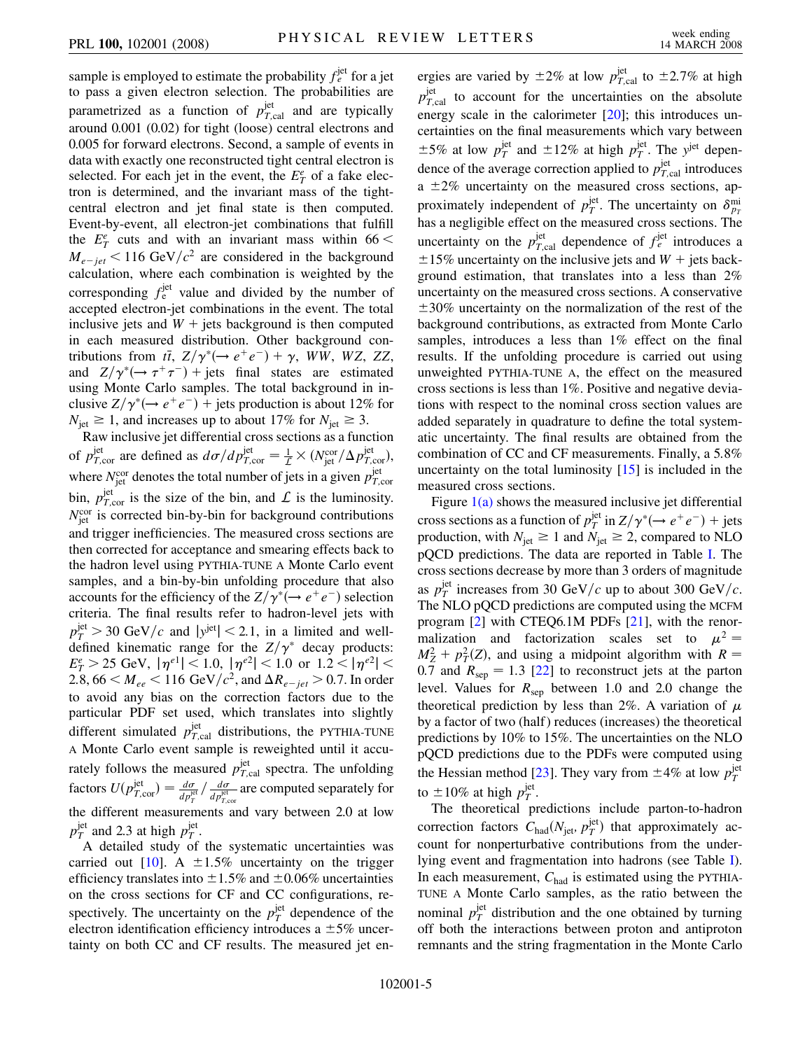sample is employed to estimate the probability $f_e^{\rm jet}$ for a jet to pass a given electron selection. The probabilities are parametrized as a function of $p_{T,\rm cal}^{\rm jet}$ and are typically around 0.001 (0.02) for tight (loose) central electrons and 0.005 for forward electrons. Second, a sample of events in data with exactly one reconstructed tight central electron is selected. For each jet in the event, the $E_T^e$ of a fake electron is determined, and the invariant mass of the tight-central electron and jet final state is then computed. Event-by-event, all electron-jet combinations that fulfill the $E_T^e$ cuts and with an invariant mass within $66 < M_{e-jet} < 116$ GeV$/c^2$ are considered in the background calculation, where each combination is weighted by the corresponding $f_e^{\rm jet}$ value and divided by the number of accepted electron-jet combinations in the event. The total inclusive jets and $W$ + jets background is then computed in each measured distribution. Other background contributions from $t\bar{t}$, $Z/\gamma^*(\to e^+e^-) + \gamma$, $WW$, $WZ$, $ZZ$, and $Z/\gamma^*(\to \tau^+\tau^-)$ + jets final states are estimated using Monte Carlo samples. The total background in inclusive $Z/\gamma^*(\to e^+e^-)$ + jets production is about 12% for $N_{\rm jet} \geq 1$, and increases up to about 17% for $N_{\rm jet} \geq 3$.

Raw inclusive jet differential cross sections as a function of $p_{T,\rm cor}^{\rm jet}$ are defined as $d\sigma/dp_{T,\rm cor}^{\rm jet} = \frac{1}{\mathcal{L}} \times (N_{\rm jet}^{\rm cor}/\Delta p_{T,\rm cor}^{\rm jet})$, where $N_{\rm jet}^{\rm cor}$ denotes the total number of jets in a given $p_{T,\rm cor}^{\rm jet}$ bin, $p_{T,\rm cor}^{\rm jet}$ is the size of the bin, and $\mathcal{L}$ is the luminosity. $N_{\rm jet}^{\rm cor}$ is corrected bin-by-bin for background contributions and trigger inefficiencies. The measured cross sections are then corrected for acceptance and smearing effects back to the hadron level using PYTHIA-TUNE A Monte Carlo event samples, and a bin-by-bin unfolding procedure that also accounts for the efficiency of the $Z/\gamma^*(\to e^+e^-)$ selection criteria. The final results refer to hadron-level jets with $p_T^{\rm jet} > 30$ GeV$/c$ and $|y^{\rm jet}| < 2.1$, in a limited and well-defined kinematic range for the $Z/\gamma^*$ decay products: $E_T^e > 25$ GeV, $|\eta^{e1}| < 1.0$, $|\eta^{e2}| < 1.0$ or $1.2 < |\eta^{e2}| < 2.8$, $66 < M_{ee} < 116$ GeV$/c^2$, and $\Delta R_{e-jet} > 0.7$. In order to avoid any bias on the correction factors due to the particular PDF set used, which translates into slightly different simulated $p_{T,\rm cal}^{\rm jet}$ distributions, the PYTHIA-TUNE A Monte Carlo event sample is reweighted until it accurately follows the measured $p_{T,\rm cal}^{\rm jet}$ spectra. The unfolding factors $U(p_{T,\rm cor}^{\rm jet}) = \frac{d\sigma}{dp_T^{\rm jet}} / \frac{d\sigma}{dp_{T,\rm cor}^{\rm jet}}$ are computed separately for the different measurements and vary between 2.0 at low $p_T^{\rm jet}$ and 2.3 at high $p_T^{\rm jet}$.

A detailed study of the systematic uncertainties was carried out [10]. A $\pm 1.5\%$ uncertainty on the trigger efficiency translates into $\pm 1.5\%$ and $\pm 0.06\%$ uncertainties on the cross sections for CF and CC configurations, respectively. The uncertainty on the $p_T^{\rm jet}$ dependence of the electron identification efficiency introduces a $\pm 5\%$ uncertainty on both CC and CF results. The measured jet energies are varied by $\pm 2\%$ at low $p_{T,\rm cal}^{\rm jet}$ to $\pm 2.7\%$ at high $p_{T,\rm cal}^{\rm jet}$ to account for the uncertainties on the absolute energy scale in the calorimeter [20]; this introduces uncertainties on the final measurements which vary between $\pm 5\%$ at low $p_T^{\rm jet}$ and $\pm 12\%$ at high $p_T^{\rm jet}$. The $y^{\rm jet}$ dependence of the average correction applied to $p_{T,\rm cal}^{\rm jet}$ introduces a $\pm 2\%$ uncertainty on the measured cross sections, approximately independent of $p_T^{\rm jet}$. The uncertainty on $\delta_{p_T}^{\rm mi}$ has a negligible effect on the measured cross sections. The uncertainty on the $p_{T,\rm cal}^{\rm jet}$ dependence of $f_e^{\rm jet}$ introduces a $\pm 15\%$ uncertainty on the inclusive jets and $W$ + jets background estimation, that translates into a less than 2% uncertainty on the measured cross sections. A conservative $\pm 30\%$ uncertainty on the normalization of the rest of the background contributions, as extracted from Monte Carlo samples, introduces a less than 1% effect on the final results. If the unfolding procedure is carried out using unweighted PYTHIA-TUNE A, the effect on the measured cross sections is less than 1%. Positive and negative deviations with respect to the nominal cross section values are added separately in quadrature to define the total systematic uncertainty. The final results are obtained from the combination of CC and CF measurements. Finally, a 5.8% uncertainty on the total luminosity [15] is included in the measured cross sections.

Figure 1(a) shows the measured inclusive jet differential cross sections as a function of $p_T^{\rm jet}$ in $Z/\gamma^*(\to e^+e^-)$ + jets production, with $N_{\rm jet} \geq 1$ and $N_{\rm jet} \geq 2$, compared to NLO pQCD predictions. The data are reported in Table I. The cross sections decrease by more than 3 orders of magnitude as $p_T^{\rm jet}$ increases from 30 GeV$/c$ up to about 300 GeV$/c$. The NLO pQCD predictions are computed using the MCFM program [2] with CTEQ6.1M PDFs [21], with the renormalization and factorization scales set to $\mu^2 = M_Z^2 + p_T^2(Z)$, and using a midpoint algorithm with $R = 0.7$ and $R_{\rm sep} = 1.3$ [22] to reconstruct jets at the parton level. Values for $R_{\rm sep}$ between 1.0 and 2.0 change the theoretical prediction by less than 2%. A variation of $\mu$ by a factor of two (half) reduces (increases) the theoretical predictions by 10% to 15%. The uncertainties on the NLO pQCD predictions due to the PDFs were computed using the Hessian method [23]. They vary from $\pm 4\%$ at low $p_T^{\rm jet}$ to $\pm 10\%$ at high $p_T^{\rm jet}$.

The theoretical predictions include parton-to-hadron correction factors $C_{\rm had}(N_{\rm jet}, p_T^{\rm jet})$ that approximately account for nonperturbative contributions from the underlying event and fragmentation into hadrons (see Table I). In each measurement, $C_{\rm had}$ is estimated using the PYTHIA-TUNE A Monte Carlo samples, as the ratio between the nominal $p_T^{\rm jet}$ distribution and the one obtained by turning off both the interactions between proton and antiproton remnants and the string fragmentation in the Monte Carlo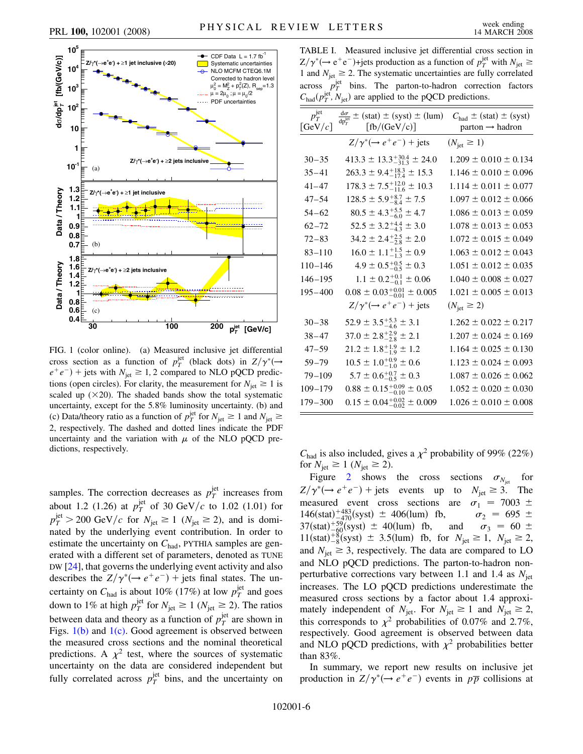FIG. 1 (color online). (a) Measured inclusive jet differential cross section as a function of $p_T^{\rm jet}$ (black dots) in $Z/\gamma^*(\rightarrow e^+e^-)$ + jets with $N_{\rm jet} \geq 1, 2$ compared to NLO pQCD predictions (open circles). For clarity, the measurement for $N_{\rm jet} \geq 1$ is scaled up ($\times 20$). The shaded bands show the total systematic uncertainty, except for the 5.8% luminosity uncertainty. (b) and (c) Data/theory ratio as a function of $p_T^{\rm jet}$ for $N_{\rm jet} \geq 1$ and $N_{\rm jet} \geq 2$, respectively. The dashed and dotted lines indicate the PDF uncertainty and the variation with $\mu$ of the NLO pQCD predictions, respectively.

samples. The correction decreases as $p_T^{\rm jet}$ increases from about 1.2 (1.26) at $p_T^{\rm jet}$ of 30 GeV/$c$ to 1.02 (1.01) for $p_T^{\rm jet} > 200$ GeV/$c$ for $N_{\rm jet} \geq 1$ ($N_{\rm jet} \geq 2$), and is dominated by the underlying event contribution. In order to estimate the uncertainty on $C_{\rm had}$, PYTHIA samples are generated with a different set of parameters, denoted as TUNE DW [24], that governs the underlying event activity and also describes the $Z/\gamma^*(\rightarrow e^+e^-)$ + jets final states. The uncertainty on $C_{\rm had}$ is about 10% (17%) at low $p_T^{\rm jet}$ and goes down to 1% at high $p_T^{\rm jet}$ for $N_{\rm jet} \geq 1$ ($N_{\rm jet} \geq 2$). The ratios between data and theory as a function of $p_T^{\rm jet}$ are shown in Figs. 1(b) and 1(c). Good agreement is observed between the measured cross sections and the nominal theoretical predictions. A $\chi^2$ test, where the sources of systematic uncertainty on the data are considered independent but fully correlated across $p_T^{\rm jet}$ bins, and the uncertainty on $C_{\rm had}$ is also included, gives a $\chi^2$ probability of 99% (22%) for $N_{\rm jet} \geq 1$ ($N_{\rm jet} \geq 2$).

TABLE I. Measured inclusive jet differential cross section in $Z/\gamma^*(\rightarrow e^+e^-)$+jets production as a function of $p_T^{\rm jet}$ with $N_{\rm jet} \geq 1$ and $N_{\rm jet} \geq 2$. The systematic uncertainties are fully correlated across $p_T^{\rm jet}$ bins. The parton-to-hadron correction factors $C_{\rm had}(p_T^{\rm jet}, N_{\rm jet})$ are applied to the pQCD predictions.

| $p_T^{\rm jet}$ [GeV/$c$] | $\frac{d\sigma}{dp_T^{\rm jet}}$ ± (stat) ± (syst) ± (lum) [fb/(GeV/$c$)] | $C_{\rm had}$ ± (stat) ± (syst) parton → hadron |
|---|---|---|
| | $Z/\gamma^*(\rightarrow e^+e^-)$ + jets | ($N_{\rm jet} \geq 1$) |
| 30–35 | $413.3 \pm 13.3^{+30.4}_{-31.3} \pm 24.0$ | $1.209 \pm 0.010 \pm 0.134$ |
| 35–41 | $263.3 \pm 9.4^{+18.3}_{-17.4} \pm 15.3$ | $1.146 \pm 0.010 \pm 0.096$ |
| 41–47 | $178.3 \pm 7.5^{+12.0}_{-11.6} \pm 10.3$ | $1.114 \pm 0.011 \pm 0.077$ |
| 47–54 | $128.5 \pm 5.9^{+8.7}_{-8.4} \pm 7.5$ | $1.097 \pm 0.012 \pm 0.066$ |
| 54–62 | $80.5 \pm 4.3^{+5.5}_{-6.0} \pm 4.7$ | $1.086 \pm 0.013 \pm 0.059$ |
| 62–72 | $52.5 \pm 3.2^{+4.4}_{-4.3} \pm 3.0$ | $1.078 \pm 0.013 \pm 0.053$ |
| 72–83 | $34.2 \pm 2.4^{+2.5}_{-2.8} \pm 2.0$ | $1.072 \pm 0.015 \pm 0.049$ |
| 83–110 | $16.0 \pm 1.1^{+1.5}_{-1.3} \pm 0.9$ | $1.063 \pm 0.012 \pm 0.043$ |
| 110–146 | $4.9 \pm 0.5^{+0.5}_{-0.5} \pm 0.3$ | $1.051 \pm 0.012 \pm 0.035$ |
| 146–195 | $1.1 \pm 0.2^{+0.1}_{-0.1} \pm 0.06$ | $1.040 \pm 0.008 \pm 0.027$ |
| 195–400 | $0.08 \pm 0.03^{+0.01}_{-0.01} \pm 0.005$ | $1.021 \pm 0.005 \pm 0.013$ |
| | $Z/\gamma^*(\rightarrow e^+e^-)$ + jets | ($N_{\rm jet} \geq 2$) |
| 30–38 | $52.9 \pm 3.5^{+5.3}_{-4.6} \pm 3.1$ | $1.262 \pm 0.022 \pm 0.217$ |
| 38–47 | $37.0 \pm 2.8^{+2.9}_{-2.8} \pm 2.1$ | $1.207 \pm 0.024 \pm 0.169$ |
| 47–59 | $21.2 \pm 1.8^{+1.9}_{-1.9} \pm 1.2$ | $1.164 \pm 0.025 \pm 0.130$ |
| 59–79 | $10.5 \pm 1.0^{+0.9}_{-1.0} \pm 0.6$ | $1.123 \pm 0.024 \pm 0.093$ |
| 79–109 | $5.7 \pm 0.6^{+0.7}_{-0.5} \pm 0.3$ | $1.087 \pm 0.026 \pm 0.062$ |
| 109–179 | $0.88 \pm 0.15^{+0.09}_{-0.10} \pm 0.05$ | $1.052 \pm 0.020 \pm 0.030$ |
| 179–300 | $0.15 \pm 0.04^{+0.02}_{-0.02} \pm 0.009$ | $1.026 \pm 0.010 \pm 0.008$ |

Figure 2 shows the cross sections $\sigma_{N_{\rm jet}}$ for $Z/\gamma^*(\rightarrow e^+e^-)$ + jets events up to $N_{\rm jet} \geq 3$. The measured event cross sections are $\sigma_1 = 7003 \pm 146({\rm stat})^{+483}_{-470}({\rm syst}) \pm 406({\rm lum})$ fb, $\sigma_2 = 695 \pm 37({\rm stat})^{+59}_{-60}({\rm syst}) \pm 40({\rm lum})$ fb, and $\sigma_3 = 60 \pm 11({\rm stat})^{+8}_{-8}({\rm syst}) \pm 3.5({\rm lum})$ fb, for $N_{\rm jet} \geq 1$, $N_{\rm jet} \geq 2$, and $N_{\rm jet} \geq 3$, respectively. The data are compared to LO and NLO pQCD predictions. The parton-to-hadron nonperturbative corrections vary between 1.1 and 1.4 as $N_{\rm jet}$ increases. The LO pQCD predictions underestimate the measured cross sections by a factor about 1.4 approximately independent of $N_{\rm jet}$. For $N_{\rm jet} \geq 1$ and $N_{\rm jet} \geq 2$, this corresponds to $\chi^2$ probabilities of 0.07% and 2.7%, respectively. Good agreement is observed between data and NLO pQCD predictions, with $\chi^2$ probabilities better than 83%.

In summary, we report new results on inclusive jet production in $Z/\gamma^*(\rightarrow e^+e^-)$ events in $p\bar{p}$ collisions at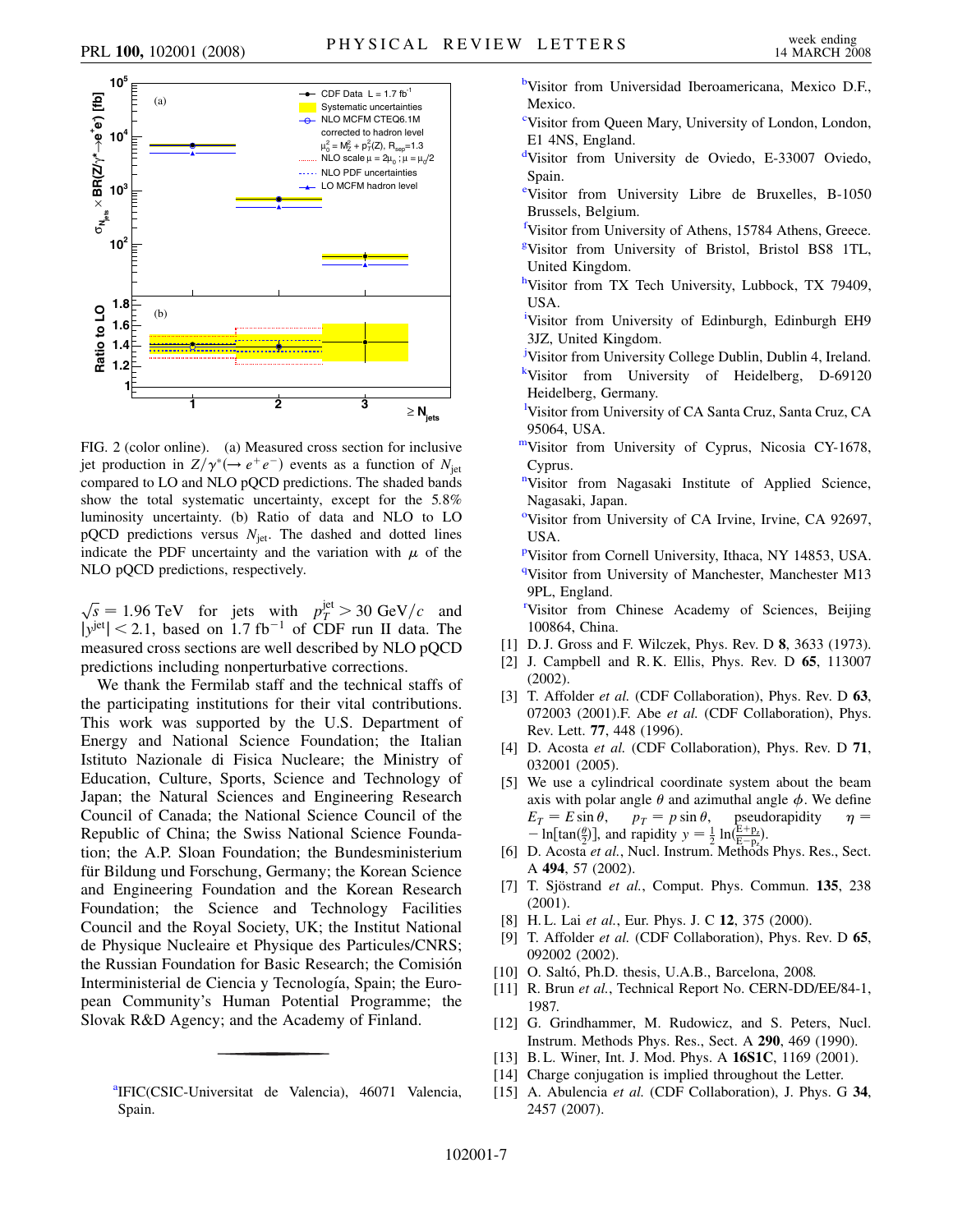FIG. 2 (color online). (a) Measured cross section for inclusive jet production in $Z/\gamma^*(\to e^+e^-)$ events as a function of $N_{\rm jet}$ compared to LO and NLO pQCD predictions. The shaded bands show the total systematic uncertainty, except for the 5.8% luminosity uncertainty. (b) Ratio of data and NLO to LO pQCD predictions versus $N_{\rm jet}$. The dashed and dotted lines indicate the PDF uncertainty and the variation with $\mu$ of the NLO pQCD predictions, respectively.

$\sqrt{s} = 1.96$ TeV for jets with $p_T^{\rm jet} > 30$ GeV/$c$ and $|y^{\rm jet}| < 2.1$, based on 1.7 fb$^{-1}$ of CDF run II data. The measured cross sections are well described by NLO pQCD predictions including nonperturbative corrections.

We thank the Fermilab staff and the technical staffs of the participating institutions for their vital contributions. This work was supported by the U.S. Department of Energy and National Science Foundation; the Italian Istituto Nazionale di Fisica Nucleare; the Ministry of Education, Culture, Sports, Science and Technology of Japan; the Natural Sciences and Engineering Research Council of Canada; the National Science Council of the Republic of China; the Swiss National Science Foundation; the A.P. Sloan Foundation; the Bundesministerium für Bildung und Forschung, Germany; the Korean Science and Engineering Foundation and the Korean Research Foundation; the Science and Technology Facilities Council and the Royal Society, UK; the Institut National de Physique Nucleaire et Physique des Particules/CNRS; the Russian Foundation for Basic Research; the Comisión Interministerial de Ciencia y Tecnología, Spain; the European Community's Human Potential Programme; the Slovak R&D Agency; and the Academy of Finland.

---

[a]IFIC(CSIC-Universitat de Valencia), 46071 Valencia, Spain.

[b]Visitor from Universidad Iberoamericana, Mexico D.F., Mexico.

[c]Visitor from Queen Mary, University of London, London, E1 4NS, England.

[d]Visitor from University de Oviedo, E-33007 Oviedo, Spain.

[e]Visitor from University Libre de Bruxelles, B-1050 Brussels, Belgium.

[f]Visitor from University of Athens, 15784 Athens, Greece.

[g]Visitor from University of Bristol, Bristol BS8 1TL, United Kingdom.

[h]Visitor from TX Tech University, Lubbock, TX 79409, USA.

[i]Visitor from University of Edinburgh, Edinburgh EH9 3JZ, United Kingdom.

[j]Visitor from University College Dublin, Dublin 4, Ireland.

[k]Visitor from University of Heidelberg, D-69120 Heidelberg, Germany.

[l]Visitor from University of CA Santa Cruz, Santa Cruz, CA 95064, USA.

[m]Visitor from University of Cyprus, Nicosia CY-1678, Cyprus.

[n]Visitor from Nagasaki Institute of Applied Science, Nagasaki, Japan.

[o]Visitor from University of CA Irvine, Irvine, CA 92697, USA.

[p]Visitor from Cornell University, Ithaca, NY 14853, USA.

[q]Visitor from University of Manchester, Manchester M13 9PL, England.

[r]Visitor from Chinese Academy of Sciences, Beijing 100864, China.

[1] D. J. Gross and F. Wilczek, Phys. Rev. D **8**, 3633 (1973).

[2] J. Campbell and R. K. Ellis, Phys. Rev. D **65**, 113007 (2002).

[3] T. Affolder *et al.* (CDF Collaboration), Phys. Rev. D **63**, 072003 (2001).F. Abe *et al.* (CDF Collaboration), Phys. Rev. Lett. **77**, 448 (1996).

[4] D. Acosta *et al.* (CDF Collaboration), Phys. Rev. D **71**, 032001 (2005).

[5] We use a cylindrical coordinate system about the beam axis with polar angle $\theta$ and azimuthal angle $\phi$. We define $E_T = E\sin\theta$, $p_T = p\sin\theta$, pseudorapidity $\eta = -\ln[\tan(\frac{\theta}{2})]$, and rapidity $y = \frac{1}{2}\ln(\frac{E+p_z}{E-p_z})$.

[6] D. Acosta *et al.*, Nucl. Instrum. Methods Phys. Res., Sect. A **494**, 57 (2002).

[7] T. Sjöstrand *et al.*, Comput. Phys. Commun. **135**, 238 (2001).

[8] H. L. Lai *et al.*, Eur. Phys. J. C **12**, 375 (2000).

[9] T. Affolder *et al.* (CDF Collaboration), Phys. Rev. D **65**, 092002 (2002).

[10] O. Saltó, Ph.D. thesis, U.A.B., Barcelona, 2008.

[11] R. Brun *et al.*, Technical Report No. CERN-DD/EE/84-1, 1987.

[12] G. Grindhammer, M. Rudowicz, and S. Peters, Nucl. Instrum. Methods Phys. Res., Sect. A **290**, 469 (1990).

[13] B. L. Winer, Int. J. Mod. Phys. A **16S1C**, 1169 (2001).

[14] Charge conjugation is implied throughout the Letter.

[15] A. Abulencia *et al.* (CDF Collaboration), J. Phys. G **34**, 2457 (2007).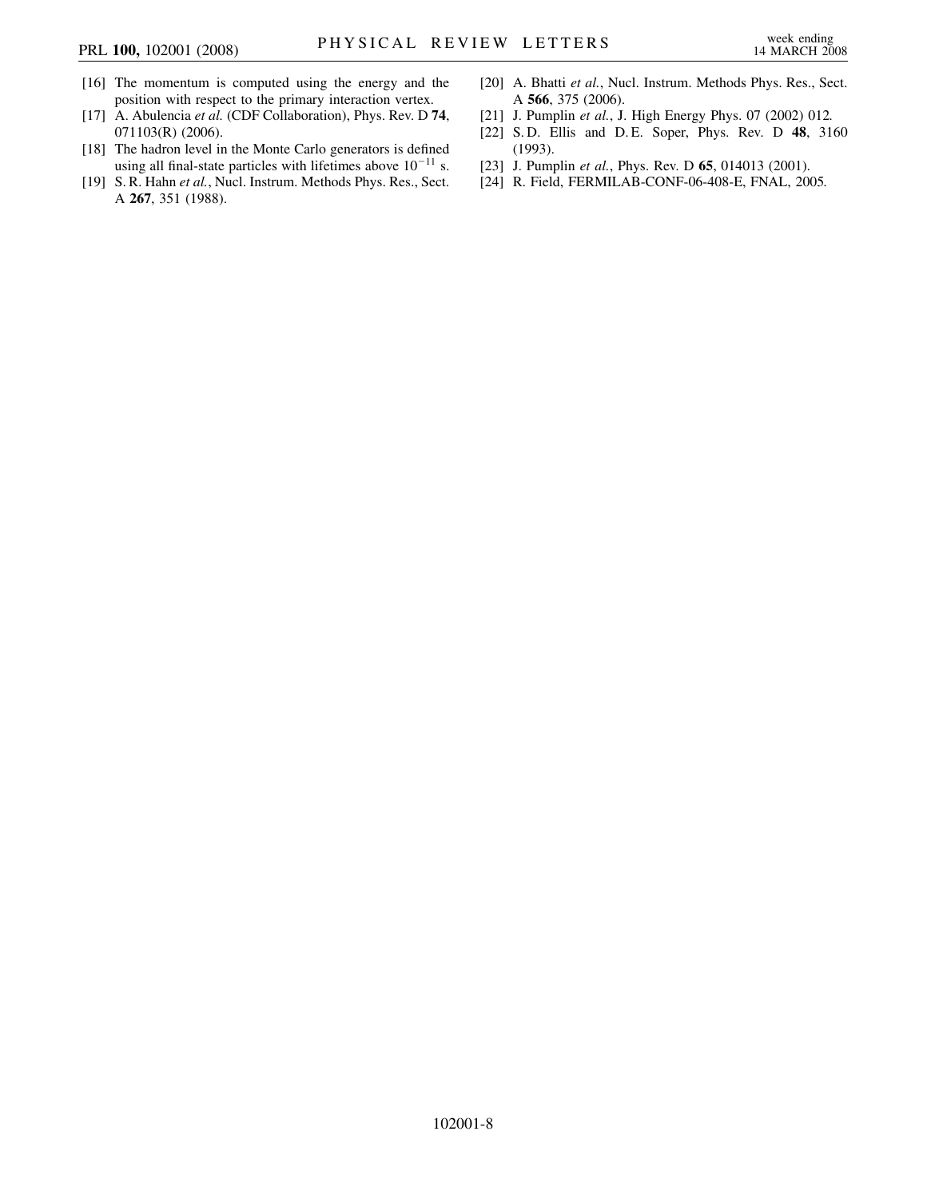[16] The momentum is computed using the energy and the position with respect to the primary interaction vertex.

[17] A. Abulencia *et al.* (CDF Collaboration), Phys. Rev. D **74**, 071103(R) (2006).

[18] The hadron level in the Monte Carlo generators is defined using all final-state particles with lifetimes above $10^{-11}$ s.

[19] S. R. Hahn *et al.*, Nucl. Instrum. Methods Phys. Res., Sect. A **267**, 351 (1988).

[20] A. Bhatti *et al.*, Nucl. Instrum. Methods Phys. Res., Sect. A **566**, 375 (2006).

[21] J. Pumplin *et al.*, J. High Energy Phys. 07 (2002) 012.

[22] S. D. Ellis and D. E. Soper, Phys. Rev. D **48**, 3160 (1993).

[23] J. Pumplin *et al.*, Phys. Rev. D **65**, 014013 (2001).

[24] R. Field, FERMILAB-CONF-06-408-E, FNAL, 2005.